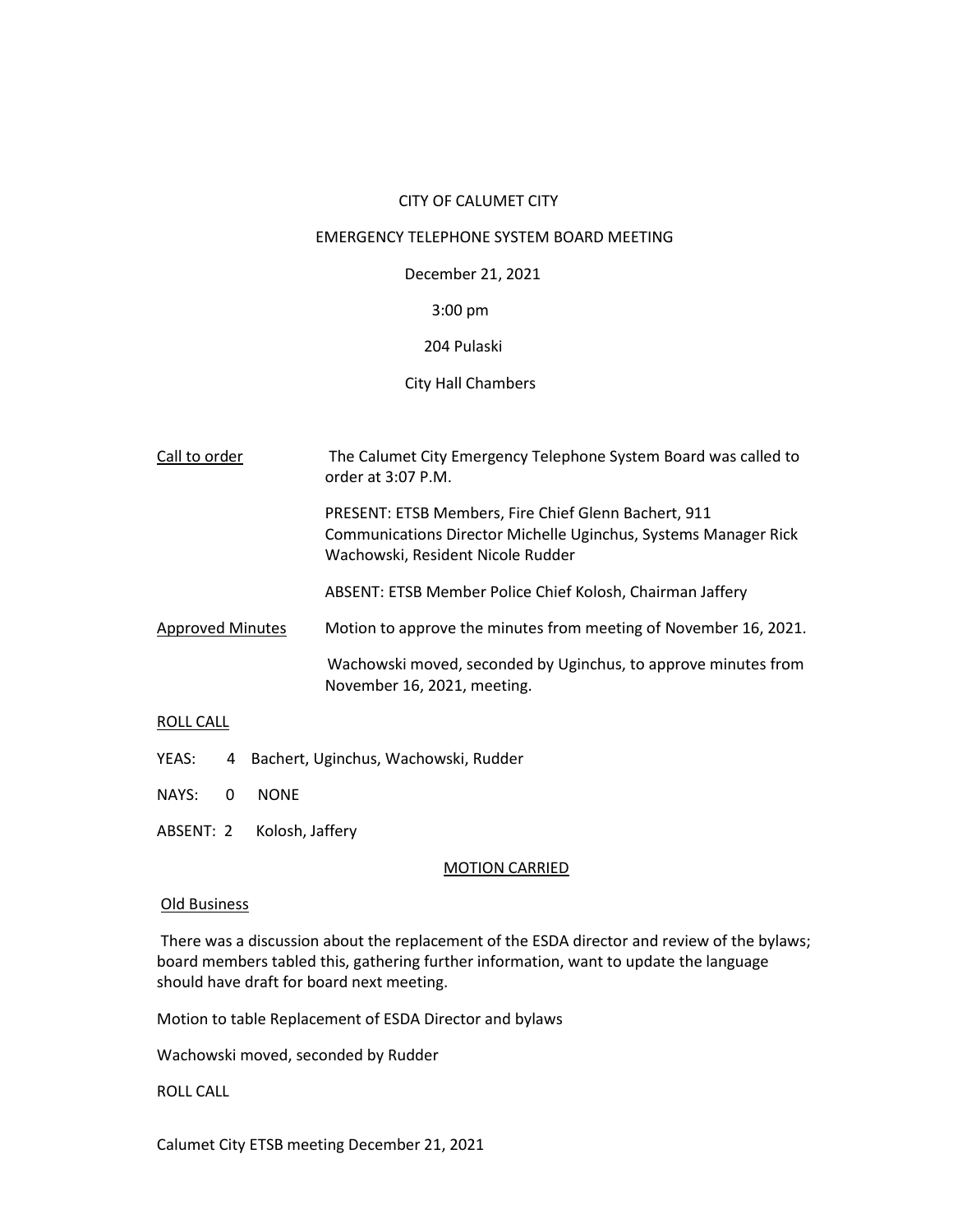CITY OF CALUMET CITY

EMERGENCY TELEPHONE SYSTEM BOARD MEETING

December 21, 2021

3:00 pm

204 Pulaski

City Hall Chambers

Call to order — The Calumet City Emergency Telephone System Board was called to order at 3:07 P.M.

PRESENT: ETSB Members, Fire Chief Glenn Bachert, 911 Communications Director Michelle Uginchus, Systems Manager Rick Wachowski, Resident Nicole Rudder

ABSENT: ETSB Member Police Chief Kolosh, Chairman Jaffery

Approved Minutes — Motion to approve the minutes from meeting of November 16, 2021.

Wachowski moved, seconded by Uginchus, to approve minutes from November 16, 2021, meeting.

ROLL CALL

YEAS: 4 Bachert, Uginchus, Wachowski, Rudder

NAYS: 0 NONE

ABSENT: 2 Kolosh, Jaffery

MOTION CARRIED

Old Business

There was a discussion about the replacement of the ESDA director and review of the bylaws; board members tabled this, gathering further information, want to update the language should have draft for board next meeting.

Motion to table Replacement of ESDA Director and bylaws

Wachowski moved, seconded by Rudder

ROLL CALL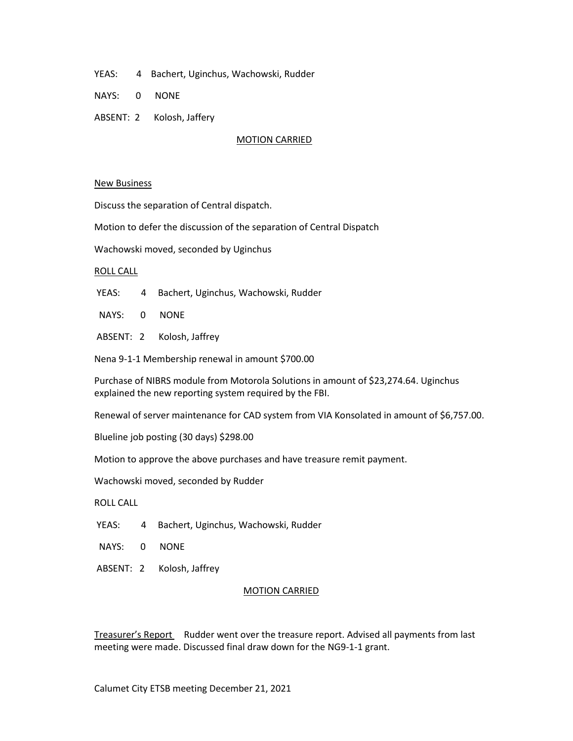YEAS: 4 Bachert, Uginchus, Wachowski, Rudder

NAYS: 0 NONE

ABSENT: 2 Kolosh, Jaffery

MOTION CARRIED

New Business

Discuss the separation of Central dispatch.

Motion to defer the discussion of the separation of Central Dispatch

Wachowski moved, seconded by Uginchus

ROLL CALL

YEAS: 4 Bachert, Uginchus, Wachowski, Rudder

NAYS: 0 NONE

ABSENT: 2 Kolosh, Jaffrey

Nena 9-1-1 Membership renewal in amount $700.00

Purchase of NIBRS module from Motorola Solutions in amount of $23,274.64. Uginchus explained the new reporting system required by the FBI.

Renewal of server maintenance for CAD system from VIA Konsolated in amount of $6,757.00.

Blueline job posting (30 days) $298.00

Motion to approve the above purchases and have treasure remit payment.

Wachowski moved, seconded by Rudder

ROLL CALL

YEAS: 4 Bachert, Uginchus, Wachowski, Rudder

NAYS: 0 NONE

ABSENT: 2 Kolosh, Jaffrey

MOTION CARRIED

Treasurer's Report Rudder went over the treasure report. Advised all payments from last meeting were made. Discussed final draw down for the NG9-1-1 grant.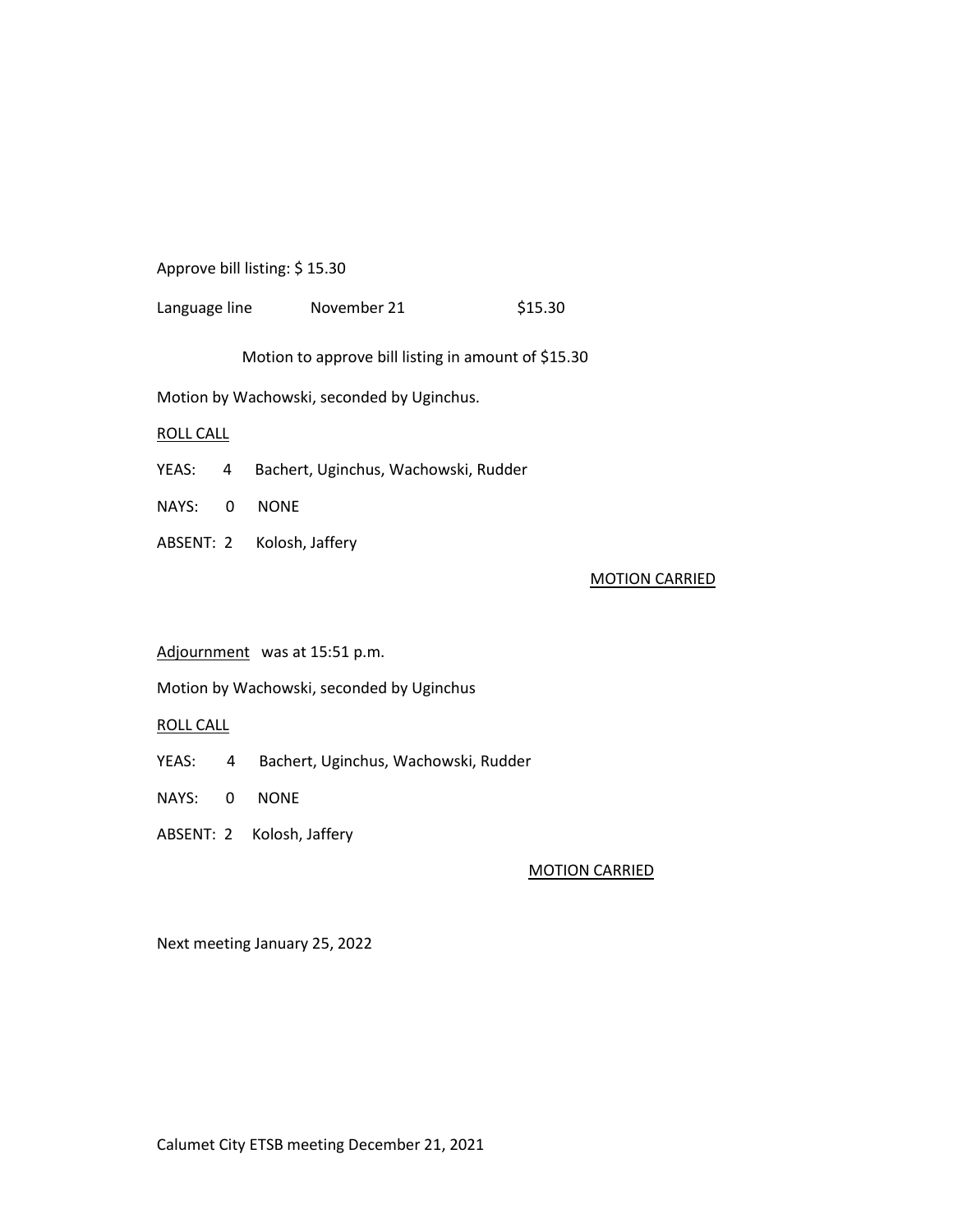Approve bill listing: $ 15.30

| | | |
|---|---|---|
| Language line | November 21 | $15.30 |

Motion to approve bill listing in amount of $15.30

Motion by Wachowski, seconded by Uginchus.

ROLL CALL

YEAS: 4 Bachert, Uginchus, Wachowski, Rudder

NAYS: 0 NONE

ABSENT: 2 Kolosh, Jaffery

MOTION CARRIED

Adjournment was at 15:51 p.m.

Motion by Wachowski, seconded by Uginchus

ROLL CALL

YEAS: 4 Bachert, Uginchus, Wachowski, Rudder

NAYS: 0 NONE

ABSENT: 2 Kolosh, Jaffery

MOTION CARRIED

Next meeting January 25, 2022

Calumet City ETSB meeting December 21, 2021